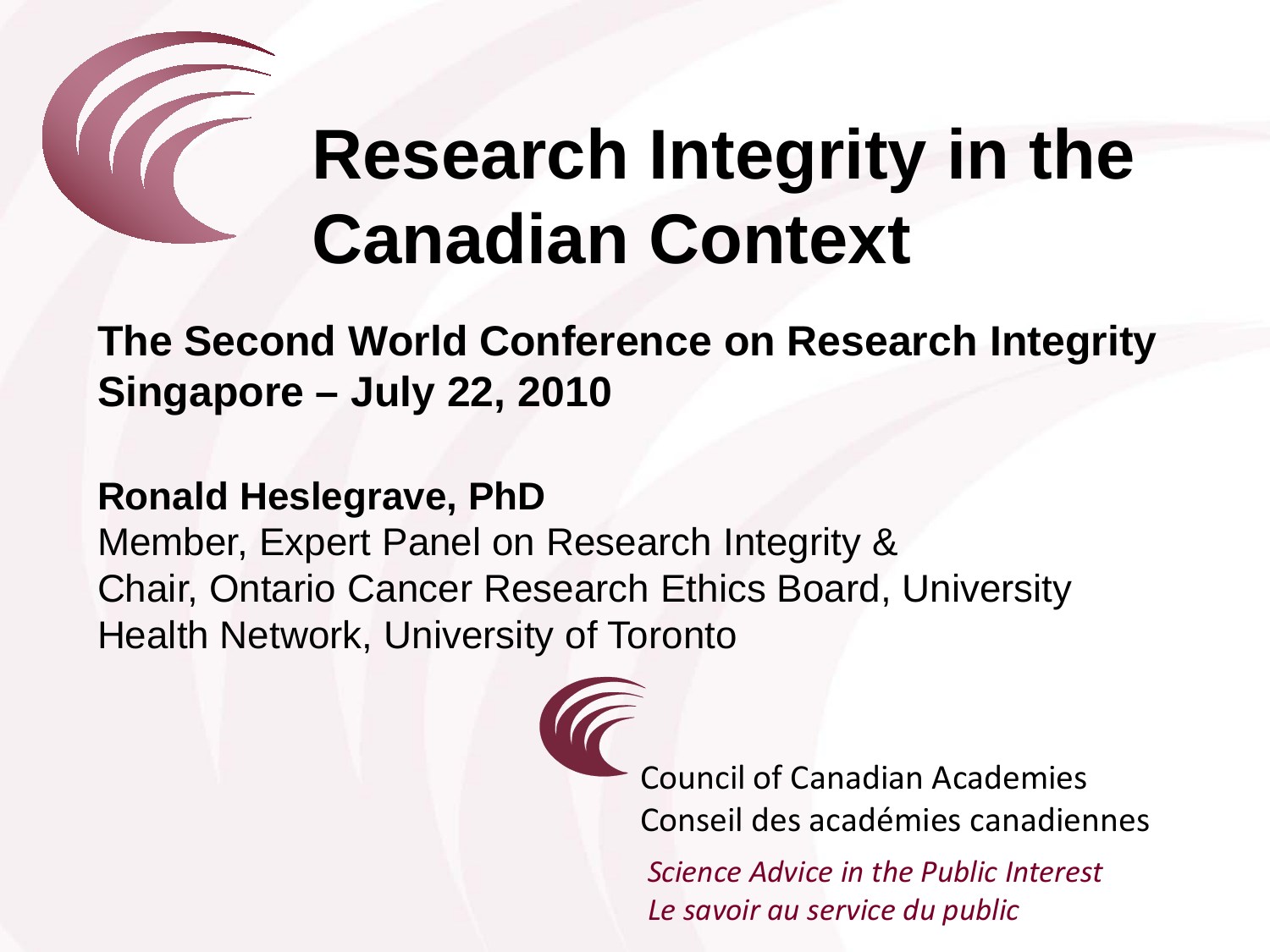# Research Integrity in the Canadian Context

**The Second World Conference on Research Integrity**
**Singapore – July 22, 2010**

**Ronald Heslegrave, PhD**
Member, Expert Panel on Research Integrity &
Chair, Ontario Cancer Research Ethics Board, University Health Network, University of Toronto

Council of Canadian Academies
Conseil des académies canadiennes

*Science Advice in the Public Interest*
*Le savoir au service du public*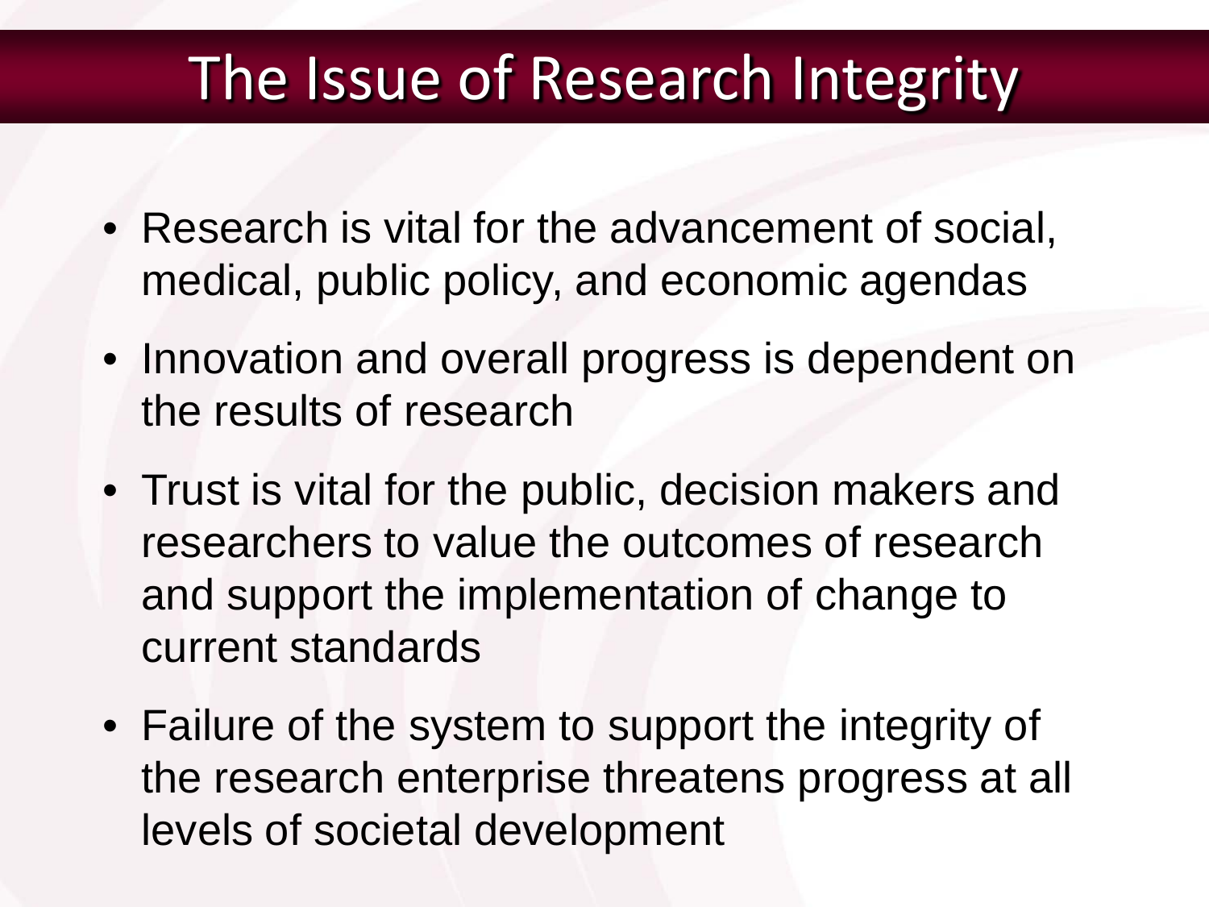# The Issue of Research Integrity

- Research is vital for the advancement of social, medical, public policy, and economic agendas
- Innovation and overall progress is dependent on the results of research
- Trust is vital for the public, decision makers and researchers to value the outcomes of research and support the implementation of change to current standards
- Failure of the system to support the integrity of the research enterprise threatens progress at all levels of societal development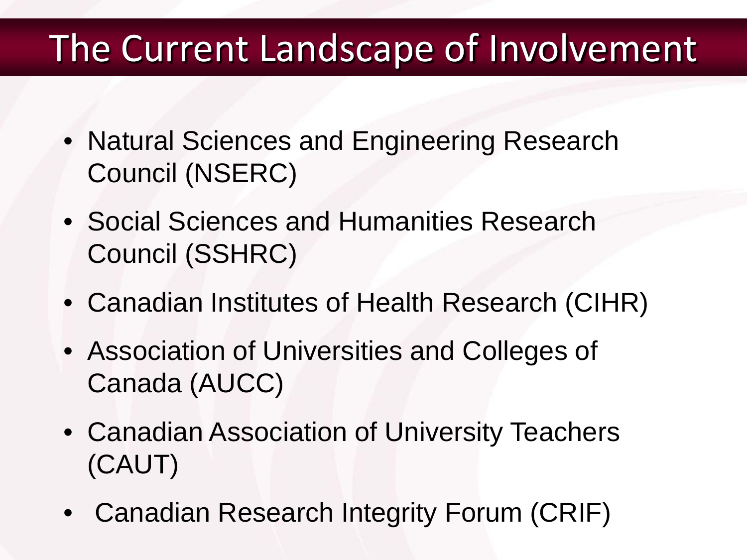# The Current Landscape of Involvement

- Natural Sciences and Engineering Research Council (NSERC)
- Social Sciences and Humanities Research Council (SSHRC)
- Canadian Institutes of Health Research (CIHR)
- Association of Universities and Colleges of Canada (AUCC)
- Canadian Association of University Teachers (CAUT)
- Canadian Research Integrity Forum (CRIF)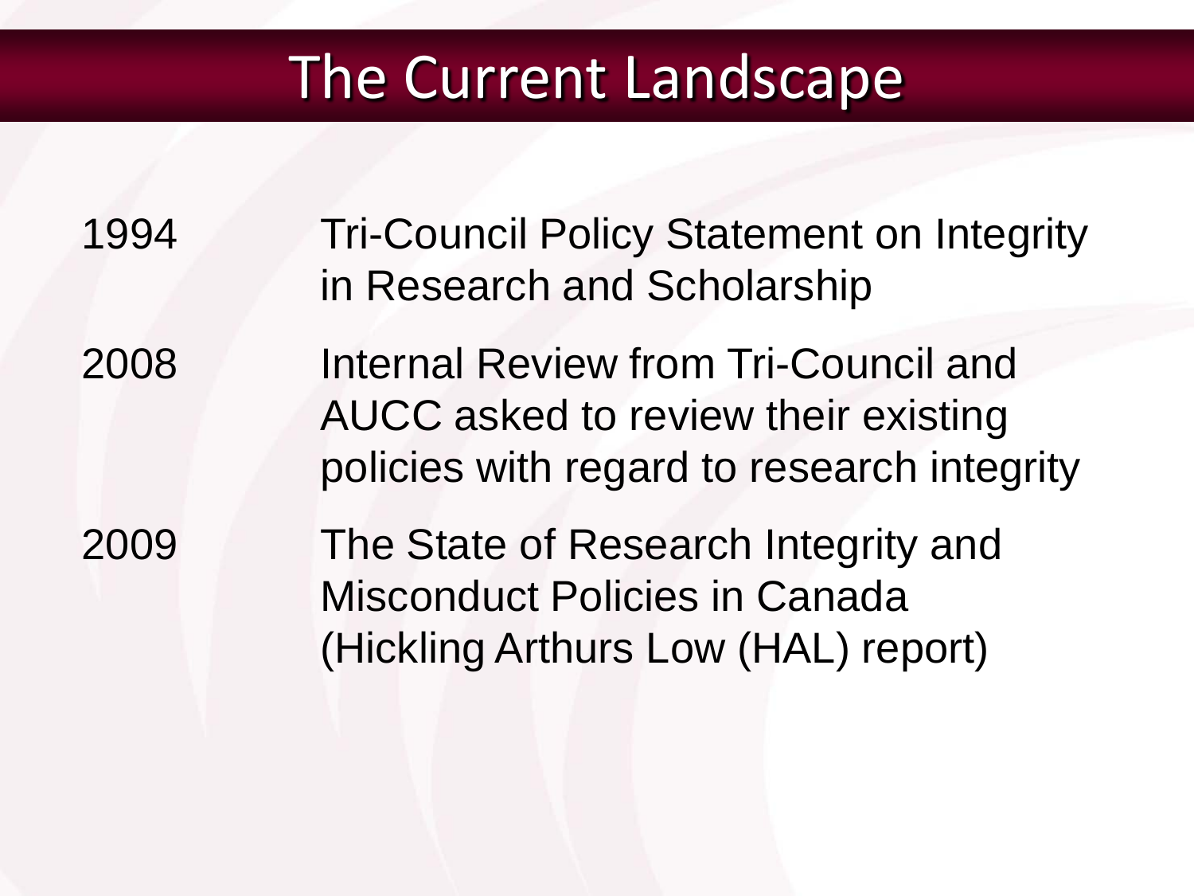# The Current Landscape

| | |
|---|---|
| 1994 | Tri-Council Policy Statement on Integrity in Research and Scholarship |
| 2008 | Internal Review from Tri-Council and AUCC asked to review their existing policies with regard to research integrity |
| 2009 | The State of Research Integrity and Misconduct Policies in Canada (Hickling Arthurs Low (HAL) report) |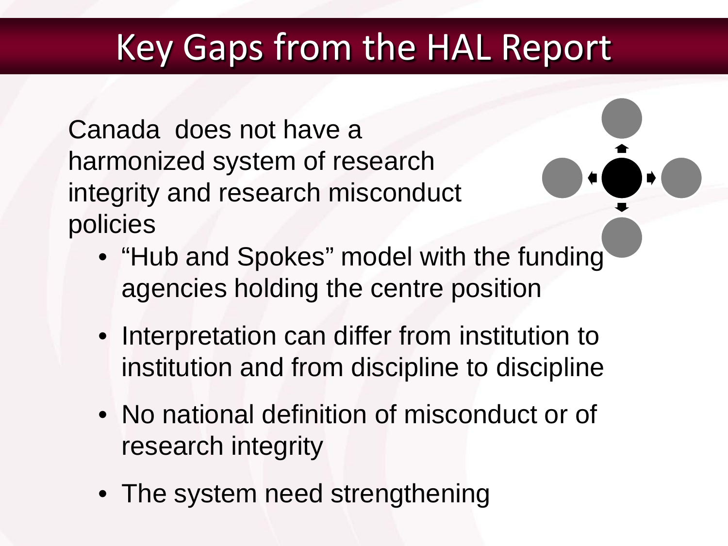# Key Gaps from the HAL Report

Canada does not have a harmonized system of research integrity and research misconduct policies

- "Hub and Spokes" model with the funding agencies holding the centre position
- Interpretation can differ from institution to institution and from discipline to discipline
- No national definition of misconduct or of research integrity
- The system need strengthening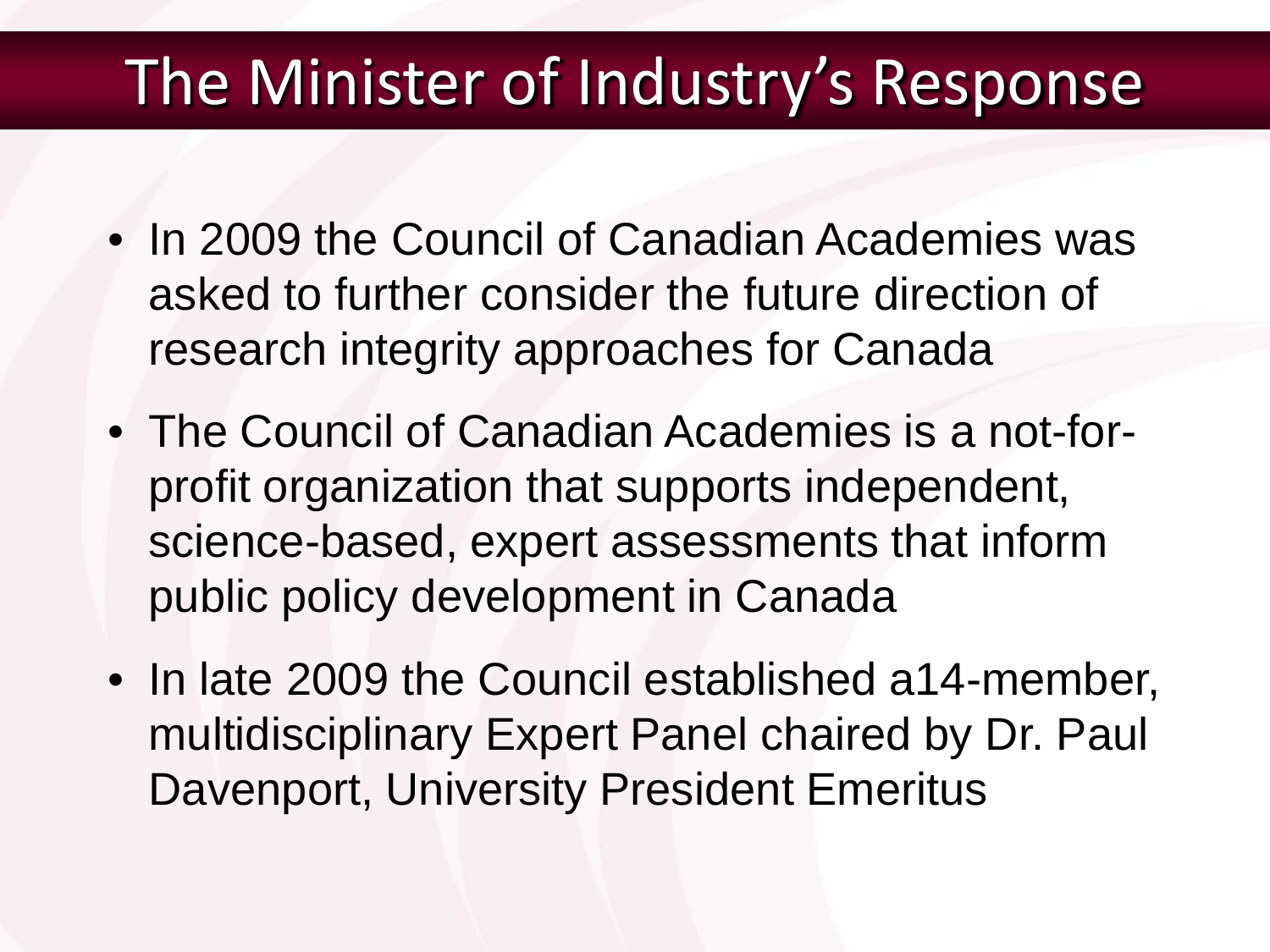# The Minister of Industry's Response

- In 2009 the Council of Canadian Academies was asked to further consider the future direction of research integrity approaches for Canada
- The Council of Canadian Academies is a not-for-profit organization that supports independent, science-based, expert assessments that inform public policy development in Canada
- In late 2009 the Council established a14-member, multidisciplinary Expert Panel chaired by Dr. Paul Davenport, University President Emeritus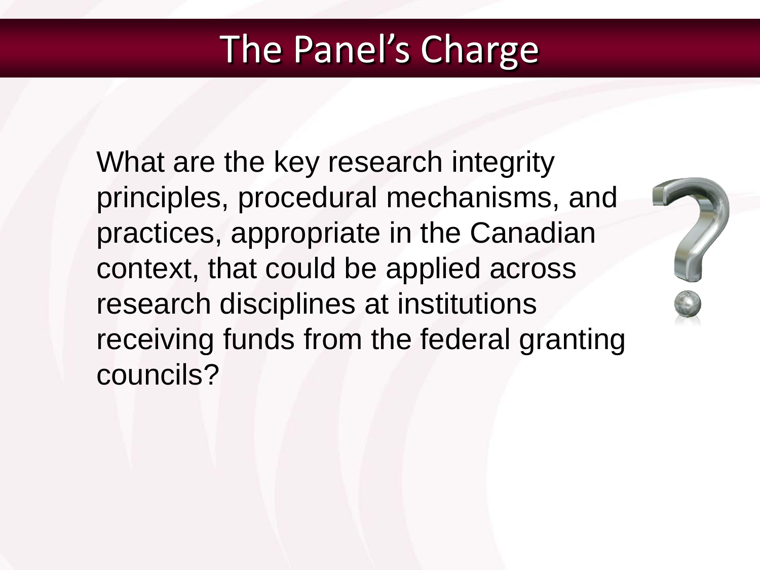# The Panel's Charge

What are the key research integrity principles, procedural mechanisms, and practices, appropriate in the Canadian context, that could be applied across research disciplines at institutions receiving funds from the federal granting councils?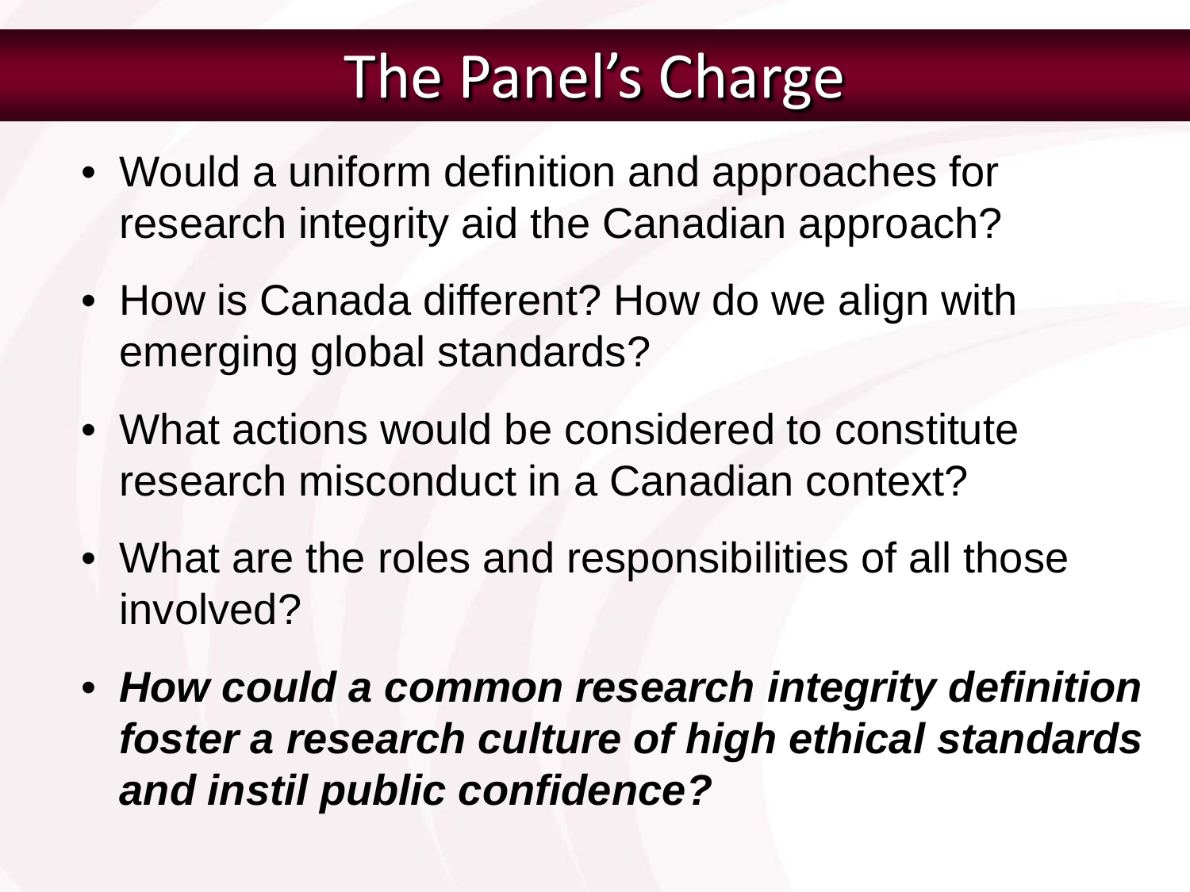# The Panel's Charge

- Would a uniform definition and approaches for research integrity aid the Canadian approach?
- How is Canada different? How do we align with emerging global standards?
- What actions would be considered to constitute research misconduct in a Canadian context?
- What are the roles and responsibilities of all those involved?
- ***How could a common research integrity definition foster a research culture of high ethical standards and instil public confidence?***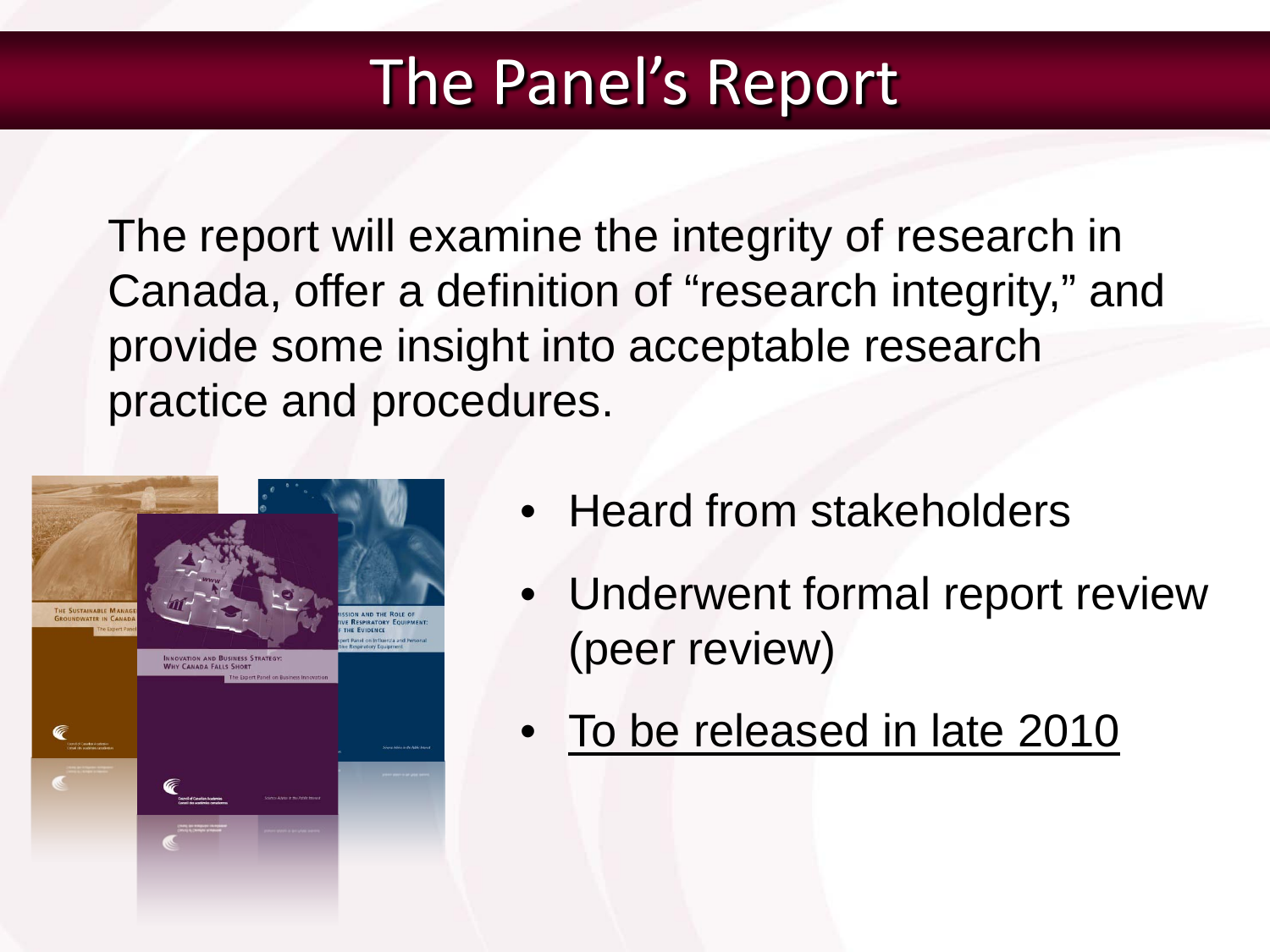# The Panel's Report

The report will examine the integrity of research in Canada, offer a definition of "research integrity," and provide some insight into acceptable research practice and procedures.

- Heard from stakeholders
- Underwent formal report review (peer review)
- <u>To be released in late 2010</u>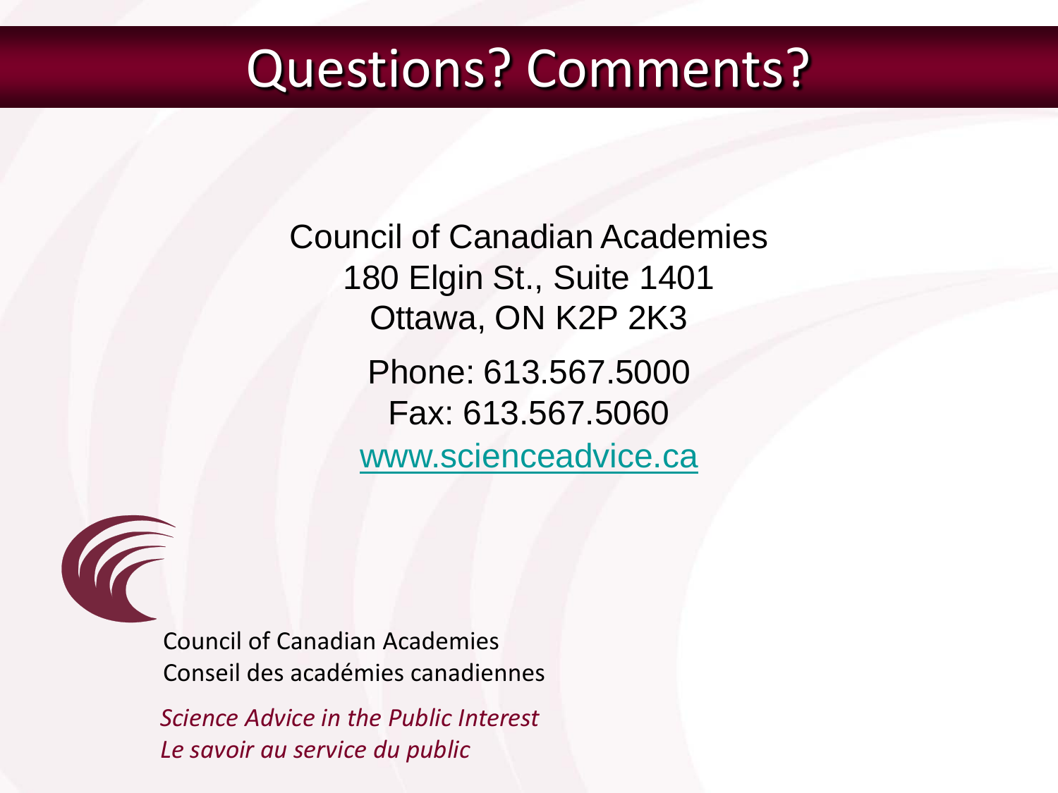# Questions? Comments?

Council of Canadian Academies
180 Elgin St., Suite 1401
Ottawa, ON K2P 2K3

Phone: 613.567.5000
Fax: 613.567.5060
www.scienceadvice.ca

Council of Canadian Academies
Conseil des académies canadiennes

*Science Advice in the Public Interest*
*Le savoir au service du public*